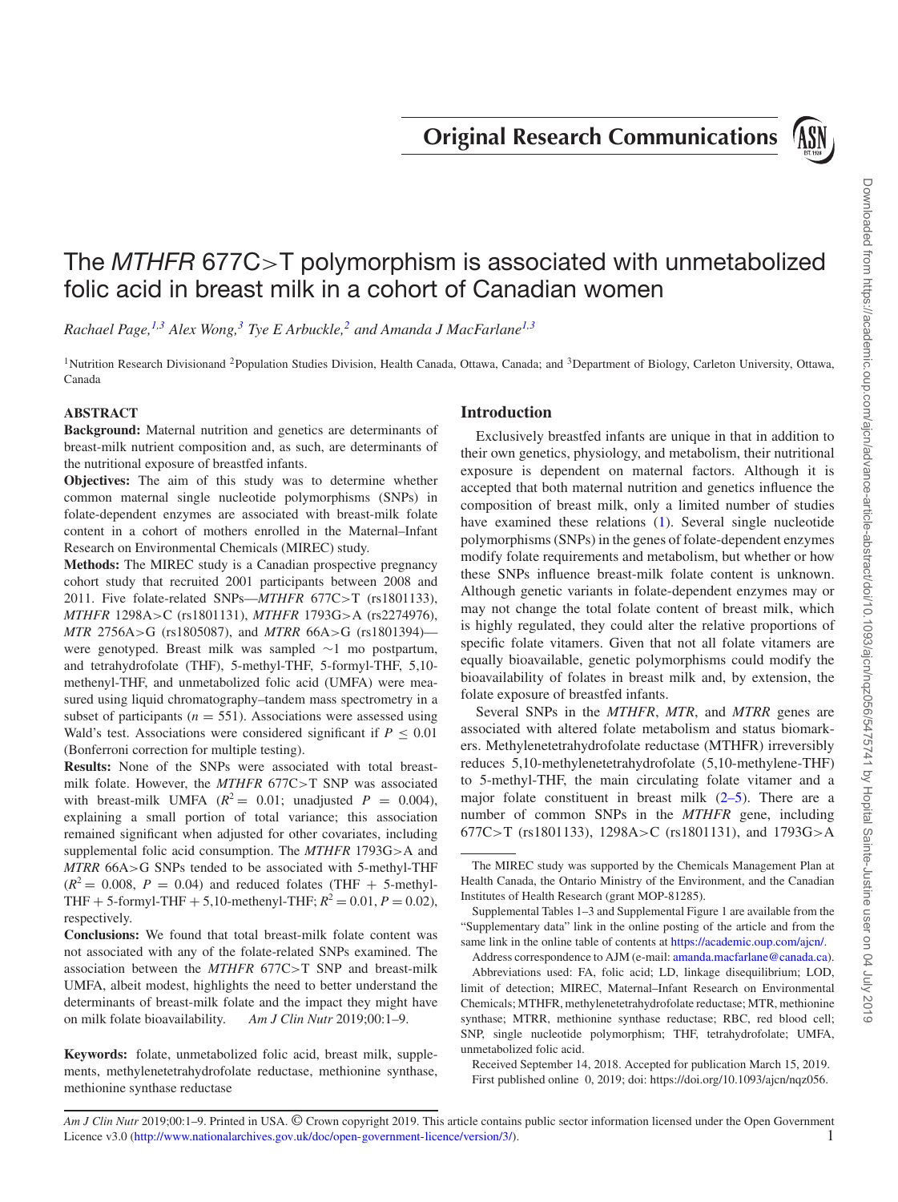# The *MTHFR* 677C>T polymorphism is associated with unmetabolized folic acid in breast milk in a cohort of Canadian women

*Rachael Page,*[1,3] *Alex Wong,*[3] *Tye E Arbuckle,*[2] *and Amanda J MacFarlane*[1,3]

[1]Nutrition Research Divisionand [2]Population Studies Division, Health Canada, Ottawa, Canada; and [3]Department of Biology, Carleton University, Ottawa, Canada

## ABSTRACT

**Background:** Maternal nutrition and genetics are determinants of breast-milk nutrient composition and, as such, are determinants of the nutritional exposure of breastfed infants.

**Objectives:** The aim of this study was to determine whether common maternal single nucleotide polymorphisms (SNPs) in folate-dependent enzymes are associated with breast-milk folate content in a cohort of mothers enrolled in the Maternal–Infant Research on Environmental Chemicals (MIREC) study.

**Methods:** The MIREC study is a Canadian prospective pregnancy cohort study that recruited 2001 participants between 2008 and 2011. Five folate-related SNPs—*MTHFR* 677C>T (rs1801133), *MTHFR* 1298A>C (rs1801131), *MTHFR* 1793G>A (rs2274976), *MTR* 2756A>G (rs1805087), and *MTRR* 66A>G (rs1801394)—were genotyped. Breast milk was sampled ∼1 mo postpartum, and tetrahydrofolate (THF), 5-methyl-THF, 5-formyl-THF, 5,10-methenyl-THF, and unmetabolized folic acid (UMFA) were measured using liquid chromatography–tandem mass spectrometry in a subset of participants ($n = 551$). Associations were assessed using Wald's test. Associations were considered significant if $P \leq 0.01$ (Bonferroni correction for multiple testing).

**Results:** None of the SNPs were associated with total breast-milk folate. However, the *MTHFR* 677C>T SNP was associated with breast-milk UMFA ($R^2 = 0.01$; unadjusted $P = 0.004$), explaining a small portion of total variance; this association remained significant when adjusted for other covariates, including supplemental folic acid consumption. The *MTHFR* 1793G>A and *MTRR* 66A>G SNPs tended to be associated with 5-methyl-THF ($R^2 = 0.008$, $P = 0.04$) and reduced folates (THF + 5-methyl-THF + 5-formyl-THF + 5,10-methenyl-THF; $R^2 = 0.01$, $P = 0.02$), respectively.

**Conclusions:** We found that total breast-milk folate content was not associated with any of the folate-related SNPs examined. The association between the *MTHFR* 677C>T SNP and breast-milk UMFA, albeit modest, highlights the need to better understand the determinants of breast-milk folate and the impact they might have on milk folate bioavailability. *Am J Clin Nutr* 2019;00:1–9.

**Keywords:** folate, unmetabolized folic acid, breast milk, supplements, methylenetetrahydrofolate reductase, methionine synthase, methionine synthase reductase

## Introduction

Exclusively breastfed infants are unique in that in addition to their own genetics, physiology, and metabolism, their nutritional exposure is dependent on maternal factors. Although it is accepted that both maternal nutrition and genetics influence the composition of breast milk, only a limited number of studies have examined these relations (1). Several single nucleotide polymorphisms (SNPs) in the genes of folate-dependent enzymes modify folate requirements and metabolism, but whether or how these SNPs influence breast-milk folate content is unknown. Although genetic variants in folate-dependent enzymes may or may not change the total folate content of breast milk, which is highly regulated, they could alter the relative proportions of specific folate vitamers. Given that not all folate vitamers are equally bioavailable, genetic polymorphisms could modify the bioavailability of folates in breast milk and, by extension, the folate exposure of breastfed infants.

Several SNPs in the *MTHFR*, *MTR*, and *MTRR* genes are associated with altered folate metabolism and status biomarkers. Methylenetetrahydrofolate reductase (MTHFR) irreversibly reduces 5,10-methylenetetrahydrofolate (5,10-methylene-THF) to 5-methyl-THF, the main circulating folate vitamer and a major folate constituent in breast milk (2–5). There are a number of common SNPs in the *MTHFR* gene, including 677C>T (rs1801133), 1298A>C (rs1801131), and 1793G>A

---

The MIREC study was supported by the Chemicals Management Plan at Health Canada, the Ontario Ministry of the Environment, and the Canadian Institutes of Health Research (grant MOP-81285).

Supplemental Tables 1–3 and Supplemental Figure 1 are available from the "Supplementary data" link in the online posting of the article and from the same link in the online table of contents at https://academic.oup.com/ajcn/.

Address correspondence to AJM (e-mail: amanda.macfarlane@canada.ca).

Abbreviations used: FA, folic acid; LD, linkage disequilibrium; LOD, limit of detection; MIREC, Maternal–Infant Research on Environmental Chemicals; MTHFR, methylenetetrahydrofolate reductase; MTR, methionine synthase; MTRR, methionine synthase reductase; RBC, red blood cell; SNP, single nucleotide polymorphism; THF, tetrahydrofolate; UMFA, unmetabolized folic acid.

Received September 14, 2018. Accepted for publication March 15, 2019.

First published online 0, 2019; doi: https://doi.org/10.1093/ajcn/nqz056.

*Am J Clin Nutr* 2019;00:1–9. Printed in USA. © Crown copyright 2019. This article contains public sector information licensed under the Open Government Licence v3.0 (http://www.nationalarchives.gov.uk/doc/open-government-licence/version/3/).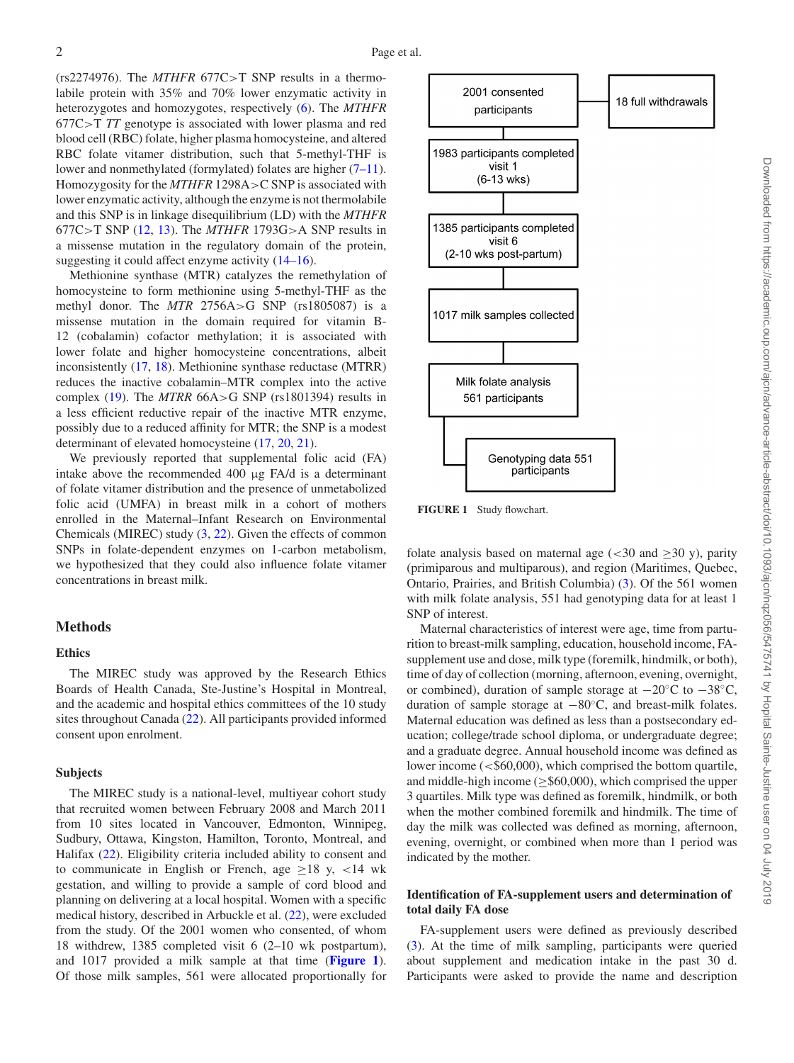(rs2274976). The *MTHFR* 677C>T SNP results in a thermolabile protein with 35% and 70% lower enzymatic activity in heterozygotes and homozygotes, respectively (6). The *MTHFR* 677C>T *TT* genotype is associated with lower plasma and red blood cell (RBC) folate, higher plasma homocysteine, and altered RBC folate vitamer distribution, such that 5-methyl-THF is lower and nonmethylated (formylated) folates are higher (7–11). Homozygosity for the *MTHFR* 1298A>C SNP is associated with lower enzymatic activity, although the enzyme is not thermolabile and this SNP is in linkage disequilibrium (LD) with the *MTHFR* 677C>T SNP (12, 13). The *MTHFR* 1793G>A SNP results in a missense mutation in the regulatory domain of the protein, suggesting it could affect enzyme activity (14–16).

Methionine synthase (MTR) catalyzes the remethylation of homocysteine to form methionine using 5-methyl-THF as the methyl donor. The *MTR* 2756A>G SNP (rs1805087) is a missense mutation in the domain required for vitamin B-12 (cobalamin) cofactor methylation; it is associated with lower folate and higher homocysteine concentrations, albeit inconsistently (17, 18). Methionine synthase reductase (MTRR) reduces the inactive cobalamin–MTR complex into the active complex (19). The *MTRR* 66A>G SNP (rs1801394) results in a less efficient reductive repair of the inactive MTR enzyme, possibly due to a reduced affinity for MTR; the SNP is a modest determinant of elevated homocysteine (17, 20, 21).

We previously reported that supplemental folic acid (FA) intake above the recommended 400 μg FA/d is a determinant of folate vitamer distribution and the presence of unmetabolized folic acid (UMFA) in breast milk in a cohort of mothers enrolled in the Maternal–Infant Research on Environmental Chemicals (MIREC) study (3, 22). Given the effects of common SNPs in folate-dependent enzymes on 1-carbon metabolism, we hypothesized that they could also influence folate vitamer concentrations in breast milk.

## Methods

### Ethics

The MIREC study was approved by the Research Ethics Boards of Health Canada, Ste-Justine's Hospital in Montreal, and the academic and hospital ethics committees of the 10 study sites throughout Canada (22). All participants provided informed consent upon enrolment.

### Subjects

The MIREC study is a national-level, multiyear cohort study that recruited women between February 2008 and March 2011 from 10 sites located in Vancouver, Edmonton, Winnipeg, Sudbury, Ottawa, Kingston, Hamilton, Toronto, Montreal, and Halifax (22). Eligibility criteria included ability to consent and to communicate in English or French, age ≥18 y, <14 wk gestation, and willing to provide a sample of cord blood and planning on delivering at a local hospital. Women with a specific medical history, described in Arbuckle et al. (22), were excluded from the study. Of the 2001 women who consented, of whom 18 withdrew, 1385 completed visit 6 (2–10 wk postpartum), and 1017 provided a milk sample at that time (**Figure 1**). Of those milk samples, 561 were allocated proportionally for folate analysis based on maternal age (<30 and ≥30 y), parity (primiparous and multiparous), and region (Maritimes, Quebec, Ontario, Prairies, and British Columbia) (3). Of the 561 women with milk folate analysis, 551 had genotyping data for at least 1 SNP of interest.

2001 consented participants → 18 full withdrawals
1983 participants completed visit 1 (6-13 wks)
1385 participants completed visit 6 (2-10 wks post-partum)
1017 milk samples collected
Milk folate analysis 561 participants
Genotyping data 551 participants

**FIGURE 1** Study flowchart.

Maternal characteristics of interest were age, time from parturition to breast-milk sampling, education, household income, FA-supplement use and dose, milk type (foremilk, hindmilk, or both), time of day of collection (morning, afternoon, evening, overnight, or combined), duration of sample storage at −20°C to −38°C, duration of sample storage at −80°C, and breast-milk folates. Maternal education was defined as less than a postsecondary education; college/trade school diploma, or undergraduate degree; and a graduate degree. Annual household income was defined as lower income (<$60,000), which comprised the bottom quartile, and middle-high income (≥$60,000), which comprised the upper 3 quartiles. Milk type was defined as foremilk, hindmilk, or both when the mother combined foremilk and hindmilk. The time of day the milk was collected was defined as morning, afternoon, evening, overnight, or combined when more than 1 period was indicated by the mother.

### Identification of FA-supplement users and determination of total daily FA dose

FA-supplement users were defined as previously described (3). At the time of milk sampling, participants were queried about supplement and medication intake in the past 30 d. Participants were asked to provide the name and description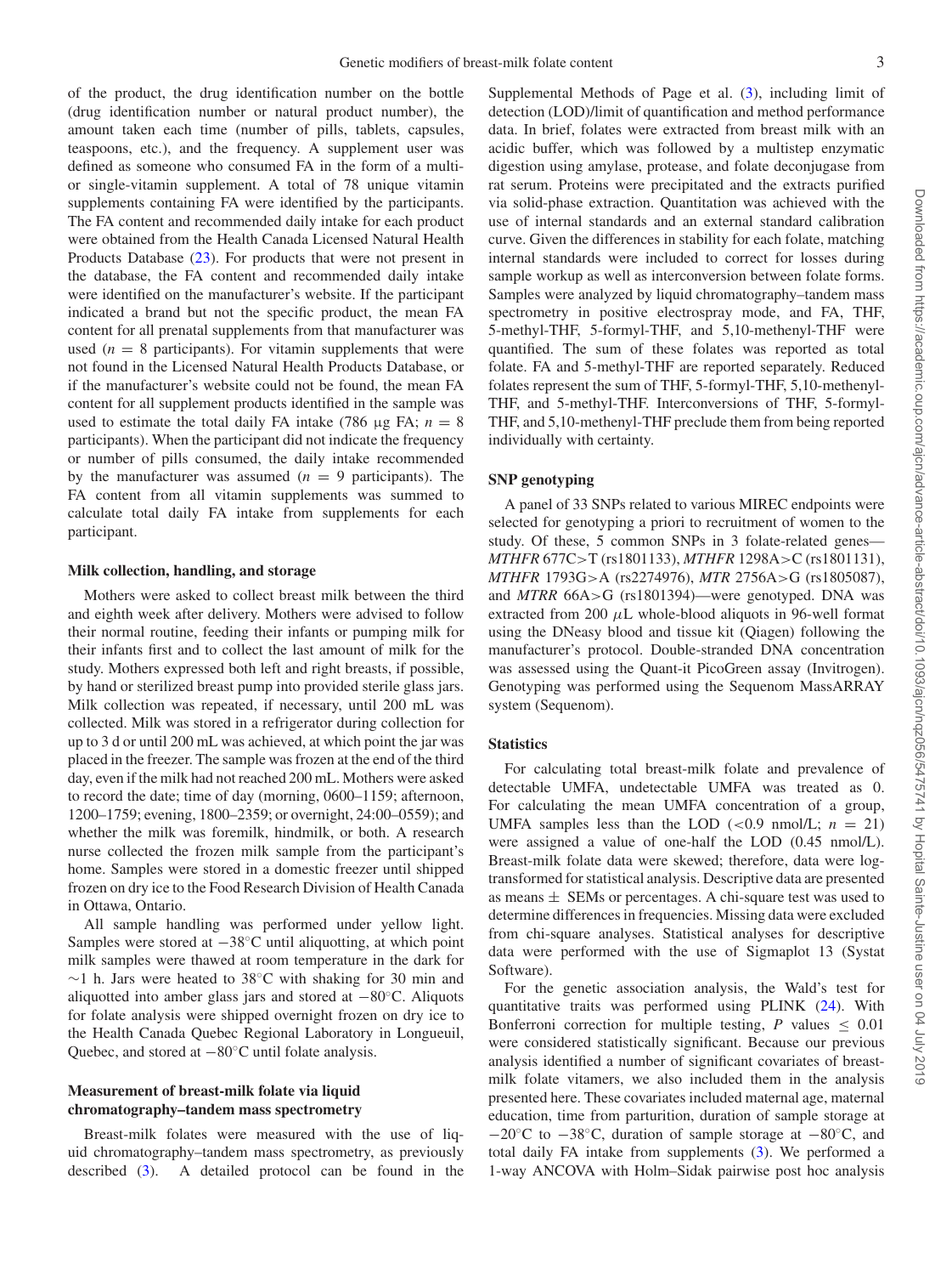of the product, the drug identification number on the bottle (drug identification number or natural product number), the amount taken each time (number of pills, tablets, capsules, teaspoons, etc.), and the frequency. A supplement user was defined as someone who consumed FA in the form of a multi- or single-vitamin supplement. A total of 78 unique vitamin supplements containing FA were identified by the participants. The FA content and recommended daily intake for each product were obtained from the Health Canada Licensed Natural Health Products Database (23). For products that were not present in the database, the FA content and recommended daily intake were identified on the manufacturer's website. If the participant indicated a brand but not the specific product, the mean FA content for all prenatal supplements from that manufacturer was used ($n$ = 8 participants). For vitamin supplements that were not found in the Licensed Natural Health Products Database, or if the manufacturer's website could not be found, the mean FA content for all supplement products identified in the sample was used to estimate the total daily FA intake (786 µg FA; $n$ = 8 participants). When the participant did not indicate the frequency or number of pills consumed, the daily intake recommended by the manufacturer was assumed ($n$ = 9 participants). The FA content from all vitamin supplements was summed to calculate total daily FA intake from supplements for each participant.

### Milk collection, handling, and storage

Mothers were asked to collect breast milk between the third and eighth week after delivery. Mothers were advised to follow their normal routine, feeding their infants or pumping milk for their infants first and to collect the last amount of milk for the study. Mothers expressed both left and right breasts, if possible, by hand or sterilized breast pump into provided sterile glass jars. Milk collection was repeated, if necessary, until 200 mL was collected. Milk was stored in a refrigerator during collection for up to 3 d or until 200 mL was achieved, at which point the jar was placed in the freezer. The sample was frozen at the end of the third day, even if the milk had not reached 200 mL. Mothers were asked to record the date; time of day (morning, 0600–1159; afternoon, 1200–1759; evening, 1800–2359; or overnight, 24:00–0559); and whether the milk was foremilk, hindmilk, or both. A research nurse collected the frozen milk sample from the participant's home. Samples were stored in a domestic freezer until shipped frozen on dry ice to the Food Research Division of Health Canada in Ottawa, Ontario.

All sample handling was performed under yellow light. Samples were stored at −38°C until aliquotting, at which point milk samples were thawed at room temperature in the dark for ∼1 h. Jars were heated to 38°C with shaking for 30 min and aliquotted into amber glass jars and stored at −80°C. Aliquots for folate analysis were shipped overnight frozen on dry ice to the Health Canada Quebec Regional Laboratory in Longueuil, Quebec, and stored at −80°C until folate analysis.

### Measurement of breast-milk folate via liquid chromatography–tandem mass spectrometry

Breast-milk folates were measured with the use of liquid chromatography–tandem mass spectrometry, as previously described (3). A detailed protocol can be found in the Supplemental Methods of Page et al. (3), including limit of detection (LOD)/limit of quantification and method performance data. In brief, folates were extracted from breast milk with an acidic buffer, which was followed by a multistep enzymatic digestion using amylase, protease, and folate deconjugase from rat serum. Proteins were precipitated and the extracts purified via solid-phase extraction. Quantitation was achieved with the use of internal standards and an external standard calibration curve. Given the differences in stability for each folate, matching internal standards were included to correct for losses during sample workup as well as interconversion between folate forms. Samples were analyzed by liquid chromatography–tandem mass spectrometry in positive electrospray mode, and FA, THF, 5-methyl-THF, 5-formyl-THF, and 5,10-methenyl-THF were quantified. The sum of these folates was reported as total folate. FA and 5-methyl-THF are reported separately. Reduced folates represent the sum of THF, 5-formyl-THF, 5,10-methenyl-THF, and 5-methyl-THF. Interconversions of THF, 5-formyl-THF, and 5,10-methenyl-THF preclude them from being reported individually with certainty.

### SNP genotyping

A panel of 33 SNPs related to various MIREC endpoints were selected for genotyping a priori to recruitment of women to the study. Of these, 5 common SNPs in 3 folate-related genes—*MTHFR* 677C>T (rs1801133), *MTHFR* 1298A>C (rs1801131), *MTHFR* 1793G>A (rs2274976), *MTR* 2756A>G (rs1805087), and *MTRR* 66A>G (rs1801394)—were genotyped. DNA was extracted from 200 µL whole-blood aliquots in 96-well format using the DNeasy blood and tissue kit (Qiagen) following the manufacturer's protocol. Double-stranded DNA concentration was assessed using the Quant-it PicoGreen assay (Invitrogen). Genotyping was performed using the Sequenom MassARRAY system (Sequenom).

### Statistics

For calculating total breast-milk folate and prevalence of detectable UMFA, undetectable UMFA was treated as 0. For calculating the mean UMFA concentration of a group, UMFA samples less than the LOD (<0.9 nmol/L; $n$ = 21) were assigned a value of one-half the LOD (0.45 nmol/L). Breast-milk folate data were skewed; therefore, data were log-transformed for statistical analysis. Descriptive data are presented as means ± SEMs or percentages. A chi-square test was used to determine differences in frequencies. Missing data were excluded from chi-square analyses. Statistical analyses for descriptive data were performed with the use of Sigmaplot 13 (Systat Software).

For the genetic association analysis, the Wald's test for quantitative traits was performed using PLINK (24). With Bonferroni correction for multiple testing, $P$ values ≤ 0.01 were considered statistically significant. Because our previous analysis identified a number of significant covariates of breast-milk folate vitamers, we also included them in the analysis presented here. These covariates included maternal age, maternal education, time from parturition, duration of sample storage at −20°C to −38°C, duration of sample storage at −80°C, and total daily FA intake from supplements (3). We performed a 1-way ANCOVA with Holm–Sidak pairwise post hoc analysis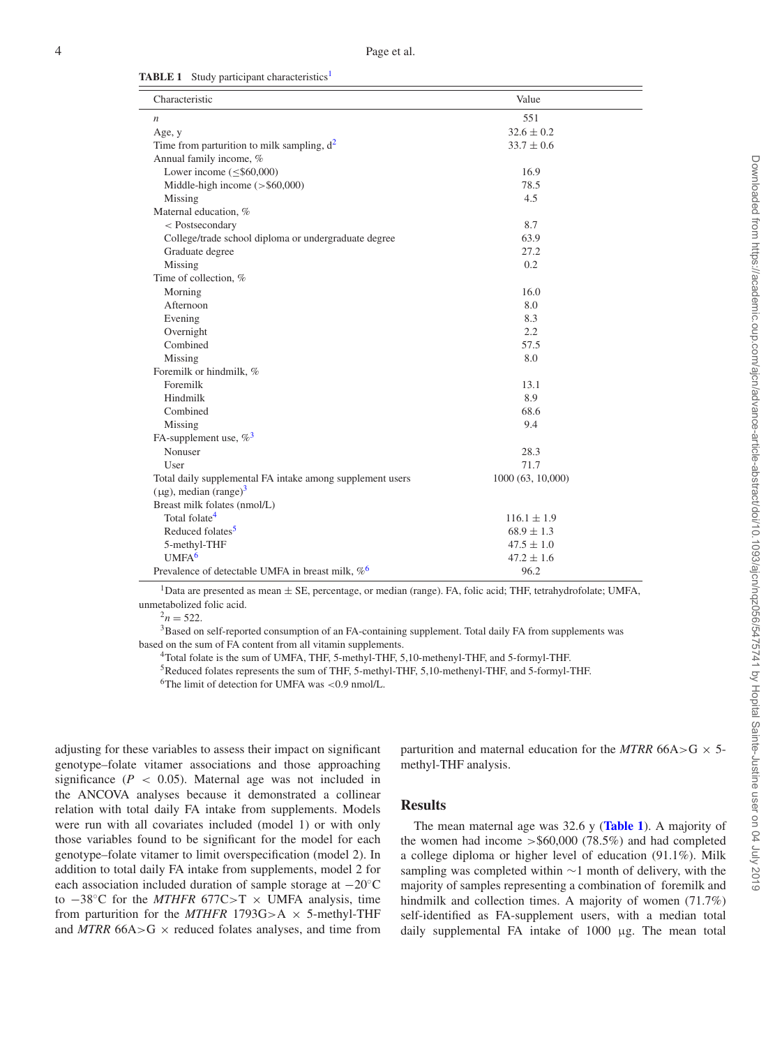**TABLE 1** Study participant characteristics[1]

| Characteristic | Value |
|---|---|
| *n* | 551 |
| Age, y | 32.6 ± 0.2 |
| Time from parturition to milk sampling, d[2] | 33.7 ± 0.6 |
| Annual family income, % | |
| Lower income (≤$60,000) | 16.9 |
| Middle-high income (>$60,000) | 78.5 |
| Missing | 4.5 |
| Maternal education, % | |
| < Postsecondary | 8.7 |
| College/trade school diploma or undergraduate degree | 63.9 |
| Graduate degree | 27.2 |
| Missing | 0.2 |
| Time of collection, % | |
| Morning | 16.0 |
| Afternoon | 8.0 |
| Evening | 8.3 |
| Overnight | 2.2 |
| Combined | 57.5 |
| Missing | 8.0 |
| Foremilk or hindmilk, % | |
| Foremilk | 13.1 |
| Hindmilk | 8.9 |
| Combined | 68.6 |
| Missing | 9.4 |
| FA-supplement use, %[3] | |
| Nonuser | 28.3 |
| User | 71.7 |
| Total daily supplemental FA intake among supplement users (μg), median (range)[3] | 1000 (63, 10,000) |
| Breast milk folates (nmol/L) | |
| Total folate[4] | 116.1 ± 1.9 |
| Reduced folates[5] | 68.9 ± 1.3 |
| 5-methyl-THF | 47.5 ± 1.0 |
| UMFA[6] | 47.2 ± 1.6 |
| Prevalence of detectable UMFA in breast milk, %[6] | 96.2 |

[1]Data are presented as mean ± SE, percentage, or median (range). FA, folic acid; THF, tetrahydrofolate; UMFA, unmetabolized folic acid.

[2]$n = 522$.

[3]Based on self-reported consumption of an FA-containing supplement. Total daily FA from supplements was based on the sum of FA content from all vitamin supplements.

[4]Total folate is the sum of UMFA, THF, 5-methyl-THF, 5,10-methenyl-THF, and 5-formyl-THF.

[5]Reduced folates represents the sum of THF, 5-methyl-THF, 5,10-methenyl-THF, and 5-formyl-THF.

[6]The limit of detection for UMFA was <0.9 nmol/L.

adjusting for these variables to assess their impact on significant genotype–folate vitamer associations and those approaching significance ($P < 0.05$). Maternal age was not included in the ANCOVA analyses because it demonstrated a collinear relation with total daily FA intake from supplements. Models were run with all covariates included (model 1) or with only those variables found to be significant for the model for each genotype–folate vitamer to limit overspecification (model 2). In addition to total daily FA intake from supplements, model 2 for each association included duration of sample storage at −20°C to −38°C for the *MTHFR* 677C>T × UMFA analysis, time from parturition for the *MTHFR* 1793G>A × 5-methyl-THF and *MTRR* 66A>G × reduced folates analyses, and time from parturition and maternal education for the *MTRR* 66A>G × 5-methyl-THF analysis.

## Results

The mean maternal age was 32.6 y (**Table 1**). A majority of the women had income >$60,000 (78.5%) and had completed a college diploma or higher level of education (91.1%). Milk sampling was completed within ∼1 month of delivery, with the majority of samples representing a combination of foremilk and hindmilk and collection times. A majority of women (71.7%) self-identified as FA-supplement users, with a median total daily supplemental FA intake of 1000 μg. The mean total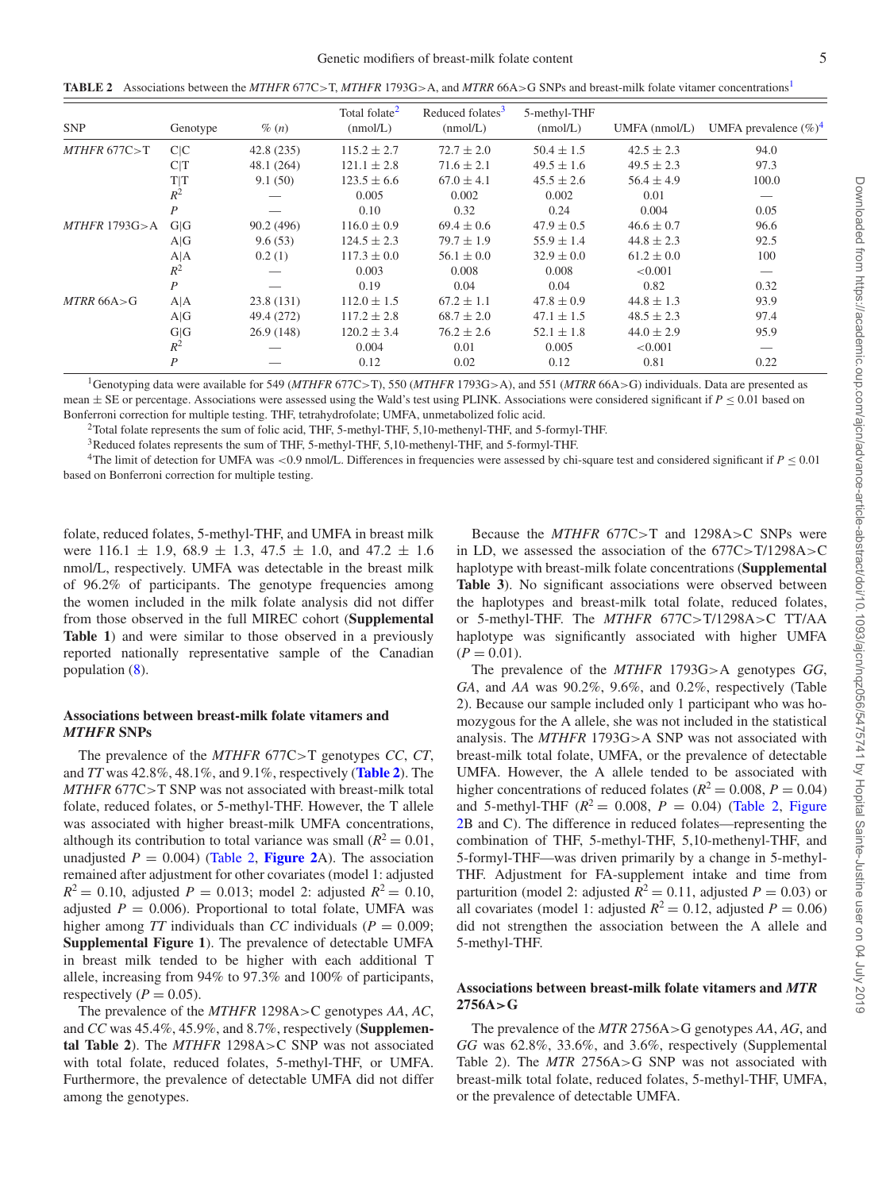**TABLE 2** Associations between the *MTHFR* 677C>T, *MTHFR* 1793G>A, and *MTRR* 66A>G SNPs and breast-milk folate vitamer concentrations[1]

| SNP | Genotype | % (*n*) | Total folate[2] (nmol/L) | Reduced folates[3] (nmol/L) | 5-methyl-THF (nmol/L) | UMFA (nmol/L) | UMFA prevalence (%)[4] |
|---|---|---|---|---|---|---|---|
| *MTHFR* 677C>T | C\|C | 42.8 (235) | 115.2 ± 2.7 | 72.7 ± 2.0 | 50.4 ± 1.5 | 42.5 ± 2.3 | 94.0 |
| | C\|T | 48.1 (264) | 121.1 ± 2.8 | 71.6 ± 2.1 | 49.5 ± 1.6 | 49.5 ± 2.3 | 97.3 |
| | T\|T | 9.1 (50) | 123.5 ± 6.6 | 67.0 ± 4.1 | 45.5 ± 2.6 | 56.4 ± 4.9 | 100.0 |
| | $R^2$ | — | 0.005 | 0.002 | 0.002 | 0.01 | — |
| | *P* | — | 0.10 | 0.32 | 0.24 | 0.004 | 0.05 |
| *MTHFR* 1793G>A | G\|G | 90.2 (496) | 116.0 ± 0.9 | 69.4 ± 0.6 | 47.9 ± 0.5 | 46.6 ± 0.7 | 96.6 |
| | A\|G | 9.6 (53) | 124.5 ± 2.3 | 79.7 ± 1.9 | 55.9 ± 1.4 | 44.8 ± 2.3 | 92.5 |
| | A\|A | 0.2 (1) | 117.3 ± 0.0 | 56.1 ± 0.0 | 32.9 ± 0.0 | 61.2 ± 0.0 | 100 |
| | $R^2$ | — | 0.003 | 0.008 | 0.008 | <0.001 | — |
| | *P* | — | 0.19 | 0.04 | 0.04 | 0.82 | 0.32 |
| *MTRR* 66A>G | A\|A | 23.8 (131) | 112.0 ± 1.5 | 67.2 ± 1.1 | 47.8 ± 0.9 | 44.8 ± 1.3 | 93.9 |
| | A\|G | 49.4 (272) | 117.2 ± 2.8 | 68.7 ± 2.0 | 47.1 ± 1.5 | 48.5 ± 2.3 | 97.4 |
| | G\|G | 26.9 (148) | 120.2 ± 3.4 | 76.2 ± 2.6 | 52.1 ± 1.8 | 44.0 ± 2.9 | 95.9 |
| | $R^2$ | — | 0.004 | 0.01 | 0.005 | <0.001 | — |
| | *P* | — | 0.12 | 0.02 | 0.12 | 0.81 | 0.22 |

[1]Genotyping data were available for 549 (*MTHFR* 677C>T), 550 (*MTHFR* 1793G>A), and 551 (*MTRR* 66A>G) individuals. Data are presented as mean ± SE or percentage. Associations were assessed using the Wald's test using PLINK. Associations were considered significant if $P \leq 0.01$ based on Bonferroni correction for multiple testing. THF, tetrahydrofolate; UMFA, unmetabolized folic acid.

[2]Total folate represents the sum of folic acid, THF, 5-methyl-THF, 5,10-methenyl-THF, and 5-formyl-THF.

[3]Reduced folates represents the sum of THF, 5-methyl-THF, 5,10-methenyl-THF, and 5-formyl-THF.

[4]The limit of detection for UMFA was <0.9 nmol/L. Differences in frequencies were assessed by chi-square test and considered significant if $P \leq 0.01$ based on Bonferroni correction for multiple testing.

folate, reduced folates, 5-methyl-THF, and UMFA in breast milk were 116.1 ± 1.9, 68.9 ± 1.3, 47.5 ± 1.0, and 47.2 ± 1.6 nmol/L, respectively. UMFA was detectable in the breast milk of 96.2% of participants. The genotype frequencies among the women included in the milk folate analysis did not differ from those observed in the full MIREC cohort (**Supplemental Table 1**) and were similar to those observed in a previously reported nationally representative sample of the Canadian population (8).

### Associations between breast-milk folate vitamers and *MTHFR* SNPs

The prevalence of the *MTHFR* 677C>T genotypes *CC*, *CT*, and *TT* was 42.8%, 48.1%, and 9.1%, respectively (**Table 2**). The *MTHFR* 677C>T SNP was not associated with breast-milk total folate, reduced folates, or 5-methyl-THF. However, the T allele was associated with higher breast-milk UMFA concentrations, although its contribution to total variance was small ($R^2 = 0.01$, unadjusted $P = 0.004$) (Table 2, **Figure 2**A). The association remained after adjustment for other covariates (model 1: adjusted $R^2 = 0.10$, adjusted $P = 0.013$; model 2: adjusted $R^2 = 0.10$, adjusted $P = 0.006$). Proportional to total folate, UMFA was higher among *TT* individuals than *CC* individuals ($P = 0.009$; **Supplemental Figure 1**). The prevalence of detectable UMFA in breast milk tended to be higher with each additional T allele, increasing from 94% to 97.3% and 100% of participants, respectively ($P = 0.05$).

The prevalence of the *MTHFR* 1298A>C genotypes *AA*, *AC*, and *CC* was 45.4%, 45.9%, and 8.7%, respectively (**Supplemental Table 2**). The *MTHFR* 1298A>C SNP was not associated with total folate, reduced folates, 5-methyl-THF, or UMFA. Furthermore, the prevalence of detectable UMFA did not differ among the genotypes.

Because the *MTHFR* 677C>T and 1298A>C SNPs were in LD, we assessed the association of the 677C>T/1298A>C haplotype with breast-milk folate concentrations (**Supplemental Table 3**). No significant associations were observed between the haplotypes and breast-milk total folate, reduced folates, or 5-methyl-THF. The *MTHFR* 677C>T/1298A>C TT/AA haplotype was significantly associated with higher UMFA ($P = 0.01$).

The prevalence of the *MTHFR* 1793G>A genotypes *GG*, *GA*, and *AA* was 90.2%, 9.6%, and 0.2%, respectively (Table 2). Because our sample included only 1 participant who was homozygous for the A allele, she was not included in the statistical analysis. The *MTHFR* 1793G>A SNP was not associated with breast-milk total folate, UMFA, or the prevalence of detectable UMFA. However, the A allele tended to be associated with higher concentrations of reduced folates ($R^2 = 0.008$, $P = 0.04$) and 5-methyl-THF ($R^2 = 0.008$, $P = 0.04$) (Table 2, Figure 2B and C). The difference in reduced folates—representing the combination of THF, 5-methyl-THF, 5,10-methenyl-THF, and 5-formyl-THF—was driven primarily by a change in 5-methyl-THF. Adjustment for FA-supplement intake and time from parturition (model 2: adjusted $R^2 = 0.11$, adjusted $P = 0.03$) or all covariates (model 1: adjusted $R^2 = 0.12$, adjusted $P = 0.06$) did not strengthen the association between the A allele and 5-methyl-THF.

### Associations between breast-milk folate vitamers and *MTR* 2756A>G

The prevalence of the *MTR* 2756A>G genotypes *AA*, *AG*, and *GG* was 62.8%, 33.6%, and 3.6%, respectively (Supplemental Table 2). The *MTR* 2756A>G SNP was not associated with breast-milk total folate, reduced folates, 5-methyl-THF, UMFA, or the prevalence of detectable UMFA.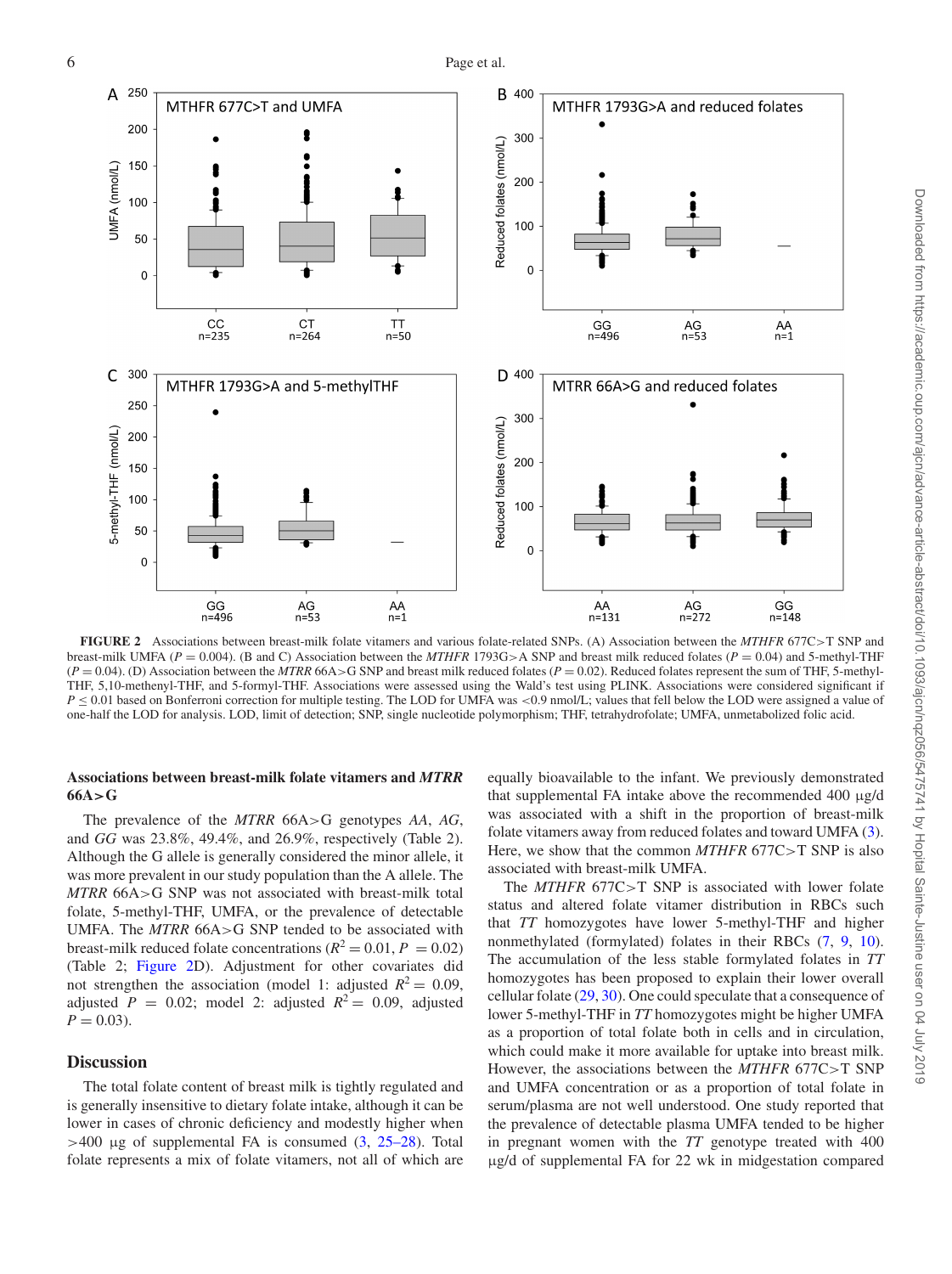**FIGURE 2** Associations between breast-milk folate vitamers and various folate-related SNPs. (A) Association between the *MTHFR* 677C>T SNP and breast-milk UMFA ($P = 0.004$). (B and C) Association between the *MTHFR* 1793G>A SNP and breast milk reduced folates ($P = 0.04$) and 5-methyl-THF ($P = 0.04$). (D) Association between the *MTRR* 66A>G SNP and breast milk reduced folates ($P = 0.02$). Reduced folates represent the sum of THF, 5-methyl-THF, 5,10-methenyl-THF, and 5-formyl-THF. Associations were assessed using the Wald's test using PLINK. Associations were considered significant if $P \leq 0.01$ based on Bonferroni correction for multiple testing. The LOD for UMFA was <0.9 nmol/L; values that fell below the LOD were assigned a value of one-half the LOD for analysis. LOD, limit of detection; SNP, single nucleotide polymorphism; THF, tetrahydrofolate; UMFA, unmetabolized folic acid.

### Associations between breast-milk folate vitamers and *MTRR* 66A>G

The prevalence of the *MTRR* 66A>G genotypes *AA*, *AG*, and *GG* was 23.8%, 49.4%, and 26.9%, respectively (Table 2). Although the G allele is generally considered the minor allele, it was more prevalent in our study population than the A allele. The *MTRR* 66A>G SNP was not associated with breast-milk total folate, 5-methyl-THF, UMFA, or the prevalence of detectable UMFA. The *MTRR* 66A>G SNP tended to be associated with breast-milk reduced folate concentrations ($R^2 = 0.01$, $P = 0.02$) (Table 2; Figure 2D). Adjustment for other covariates did not strengthen the association (model 1: adjusted $R^2 = 0.09$, adjusted $P = 0.02$; model 2: adjusted $R^2 = 0.09$, adjusted $P = 0.03$).

## Discussion

The total folate content of breast milk is tightly regulated and is generally insensitive to dietary folate intake, although it can be lower in cases of chronic deficiency and modestly higher when >400 μg of supplemental FA is consumed (3, 25–28). Total folate represents a mix of folate vitamers, not all of which are equally bioavailable to the infant. We previously demonstrated that supplemental FA intake above the recommended 400 μg/d was associated with a shift in the proportion of breast-milk folate vitamers away from reduced folates and toward UMFA (3). Here, we show that the common *MTHFR* 677C>T SNP is also associated with breast-milk UMFA.

The *MTHFR* 677C>T SNP is associated with lower folate status and altered folate vitamer distribution in RBCs such that *TT* homozygotes have lower 5-methyl-THF and higher nonmethylated (formylated) folates in their RBCs (7, 9, 10). The accumulation of the less stable formylated folates in *TT* homozygotes has been proposed to explain their lower overall cellular folate (29, 30). One could speculate that a consequence of lower 5-methyl-THF in *TT* homozygotes might be higher UMFA as a proportion of total folate both in cells and in circulation, which could make it more available for uptake into breast milk. However, the associations between the *MTHFR* 677C>T SNP and UMFA concentration or as a proportion of total folate in serum/plasma are not well understood. One study reported that the prevalence of detectable plasma UMFA tended to be higher in pregnant women with the *TT* genotype treated with 400 μg/d of supplemental FA for 22 wk in midgestation compared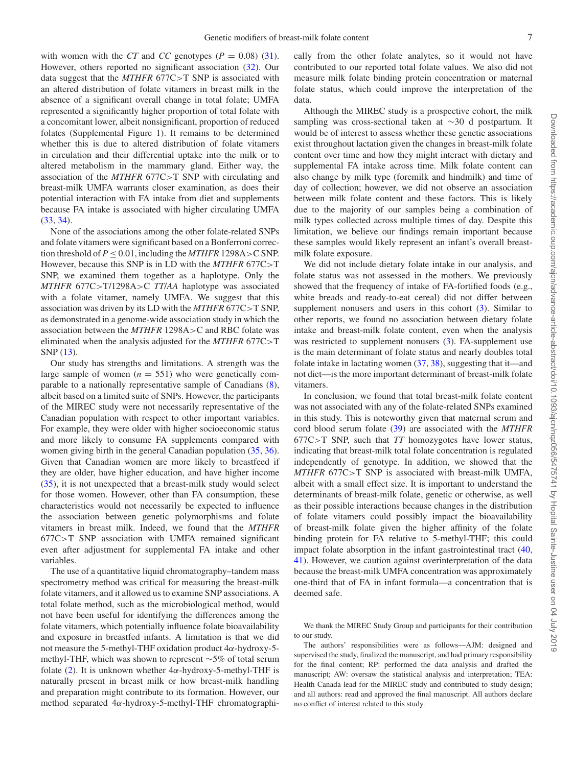with women with the *CT* and *CC* genotypes ($P = 0.08$) (31). However, others reported no significant association (32). Our data suggest that the *MTHFR* 677C>T SNP is associated with an altered distribution of folate vitamers in breast milk in the absence of a significant overall change in total folate; UMFA represented a significantly higher proportion of total folate with a concomitant lower, albeit nonsignificant, proportion of reduced folates (Supplemental Figure 1). It remains to be determined whether this is due to altered distribution of folate vitamers in circulation and their differential uptake into the milk or to altered metabolism in the mammary gland. Either way, the association of the *MTHFR* 677C>T SNP with circulating and breast-milk UMFA warrants closer examination, as does their potential interaction with FA intake from diet and supplements because FA intake is associated with higher circulating UMFA (33, 34).

None of the associations among the other folate-related SNPs and folate vitamers were significant based on a Bonferroni correction threshold of $P \leq 0.01$, including the *MTHFR* 1298A>C SNP. However, because this SNP is in LD with the *MTHFR* 677C>T SNP, we examined them together as a haplotype. Only the *MTHFR* 677C>T/1298A>C *TT/AA* haplotype was associated with a folate vitamer, namely UMFA. We suggest that this association was driven by its LD with the *MTHFR* 677C>T SNP, as demonstrated in a genome-wide association study in which the association between the *MTHFR* 1298A>C and RBC folate was eliminated when the analysis adjusted for the *MTHFR* 677C>T SNP (13).

Our study has strengths and limitations. A strength was the large sample of women ($n = 551$) who were genetically comparable to a nationally representative sample of Canadians (8), albeit based on a limited suite of SNPs. However, the participants of the MIREC study were not necessarily representative of the Canadian population with respect to other important variables. For example, they were older with higher socioeconomic status and more likely to consume FA supplements compared with women giving birth in the general Canadian population (35, 36). Given that Canadian women are more likely to breastfeed if they are older, have higher education, and have higher income (35), it is not unexpected that a breast-milk study would select for those women. However, other than FA consumption, these characteristics would not necessarily be expected to influence the association between genetic polymorphisms and folate vitamers in breast milk. Indeed, we found that the *MTHFR* 677C>T SNP association with UMFA remained significant even after adjustment for supplemental FA intake and other variables.

The use of a quantitative liquid chromatography–tandem mass spectrometry method was critical for measuring the breast-milk folate vitamers, and it allowed us to examine SNP associations. A total folate method, such as the microbiological method, would not have been useful for identifying the differences among the folate vitamers, which potentially influence folate bioavailability and exposure in breastfed infants. A limitation is that we did not measure the 5-methyl-THF oxidation product 4α-hydroxy-5-methyl-THF, which was shown to represent ∼5% of total serum folate (2). It is unknown whether 4α-hydroxy-5-methyl-THF is naturally present in breast milk or how breast-milk handling and preparation might contribute to its formation. However, our method separated 4α-hydroxy-5-methyl-THF chromatographically from the other folate analytes, so it would not have contributed to our reported total folate values. We also did not measure milk folate binding protein concentration or maternal folate status, which could improve the interpretation of the data.

Although the MIREC study is a prospective cohort, the milk sampling was cross-sectional taken at ∼30 d postpartum. It would be of interest to assess whether these genetic associations exist throughout lactation given the changes in breast-milk folate content over time and how they might interact with dietary and supplemental FA intake across time. Milk folate content can also change by milk type (foremilk and hindmilk) and time of day of collection; however, we did not observe an association between milk folate content and these factors. This is likely due to the majority of our samples being a combination of milk types collected across multiple times of day. Despite this limitation, we believe our findings remain important because these samples would likely represent an infant's overall breast-milk folate exposure.

We did not include dietary folate intake in our analysis, and folate status was not assessed in the mothers. We previously showed that the frequency of intake of FA-fortified foods (e.g., white breads and ready-to-eat cereal) did not differ between supplement nonusers and users in this cohort (3). Similar to other reports, we found no association between dietary folate intake and breast-milk folate content, even when the analysis was restricted to supplement nonusers (3). FA-supplement use is the main determinant of folate status and nearly doubles total folate intake in lactating women (37, 38), suggesting that it—and not diet—is the more important determinant of breast-milk folate vitamers.

In conclusion, we found that total breast-milk folate content was not associated with any of the folate-related SNPs examined in this study. This is noteworthy given that maternal serum and cord blood serum folate (39) are associated with the *MTHFR* 677C>T SNP, such that *TT* homozygotes have lower status, indicating that breast-milk total folate concentration is regulated independently of genotype. In addition, we showed that the *MTHFR* 677C>T SNP is associated with breast-milk UMFA, albeit with a small effect size. It is important to understand the determinants of breast-milk folate, genetic or otherwise, as well as their possible interactions because changes in the distribution of folate vitamers could possibly impact the bioavailability of breast-milk folate given the higher affinity of the folate binding protein for FA relative to 5-methyl-THF; this could impact folate absorption in the infant gastrointestinal tract (40, 41). However, we caution against overinterpretation of the data because the breast-milk UMFA concentration was approximately one-third that of FA in infant formula—a concentration that is deemed safe.

We thank the MIREC Study Group and participants for their contribution to our study.

The authors' responsibilities were as follows—AJM: designed and supervised the study, finalized the manuscript, and had primary responsibility for the final content; RP: performed the data analysis and drafted the manuscript; AW: oversaw the statistical analysis and interpretation; TEA: Health Canada lead for the MIREC study and contributed to study design; and all authors: read and approved the final manuscript. All authors declare no conflict of interest related to this study.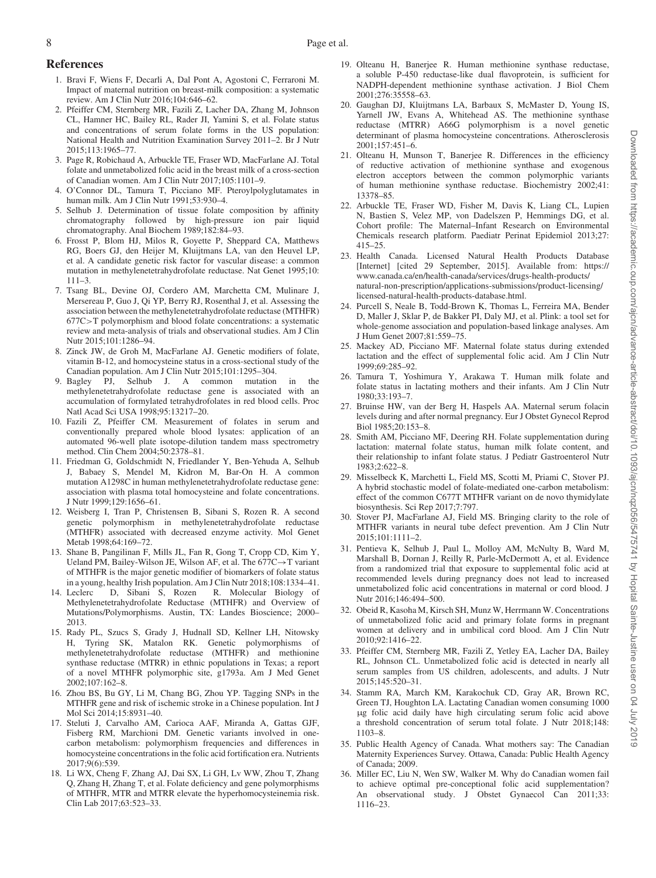## References

1. Bravi F, Wiens F, Decarli A, Dal Pont A, Agostoni C, Ferraroni M. Impact of maternal nutrition on breast-milk composition: a systematic review. Am J Clin Nutr 2016;104:646–62.
2. Pfeiffer CM, Sternberg MR, Fazili Z, Lacher DA, Zhang M, Johnson CL, Hamner HC, Bailey RL, Rader JI, Yamini S, et al. Folate status and concentrations of serum folate forms in the US population: National Health and Nutrition Examination Survey 2011–2. Br J Nutr 2015;113:1965–77.
3. Page R, Robichaud A, Arbuckle TE, Fraser WD, MacFarlane AJ. Total folate and unmetabolized folic acid in the breast milk of a cross-section of Canadian women. Am J Clin Nutr 2017;105:1101–9.
4. O'Connor DL, Tamura T, Picciano MF. Pteroylpolyglutamates in human milk. Am J Clin Nutr 1991;53:930–4.
5. Selhub J. Determination of tissue folate composition by affinity chromatography followed by high-pressure ion pair liquid chromatography. Anal Biochem 1989;182:84–93.
6. Frosst P, Blom HJ, Milos R, Goyette P, Sheppard CA, Matthews RG, Boers GJ, den Heijer M, Kluijtmans LA, van den Heuvel LP, et al. A candidate genetic risk factor for vascular disease: a common mutation in methylenetetrahydrofolate reductase. Nat Genet 1995;10: 111–3.
7. Tsang BL, Devine OJ, Cordero AM, Marchetta CM, Mulinare J, Mersereau P, Guo J, Qi YP, Berry RJ, Rosenthal J, et al. Assessing the association between the methylenetetrahydrofolate reductase (MTHFR) 677C>T polymorphism and blood folate concentrations: a systematic review and meta-analysis of trials and observational studies. Am J Clin Nutr 2015;101:1286–94.
8. Zinck JW, de Groh M, MacFarlane AJ. Genetic modifiers of folate, vitamin B-12, and homocysteine status in a cross-sectional study of the Canadian population. Am J Clin Nutr 2015;101:1295–304.
9. Bagley PJ, Selhub J. A common mutation in the methylenetetrahydrofolate reductase gene is associated with an accumulation of formylated tetrahydrofolates in red blood cells. Proc Natl Acad Sci USA 1998;95:13217–20.
10. Fazili Z, Pfeiffer CM. Measurement of folates in serum and conventionally prepared whole blood lysates: application of an automated 96-well plate isotope-dilution tandem mass spectrometry method. Clin Chem 2004;50:2378–81.
11. Friedman G, Goldschmidt N, Friedlander Y, Ben-Yehuda A, Selhub J, Babaey S, Mendel M, Kidron M, Bar-On H. A common mutation A1298C in human methylenetetrahydrofolate reductase gene: association with plasma total homocysteine and folate concentrations. J Nutr 1999;129:1656–61.
12. Weisberg I, Tran P, Christensen B, Sibani S, Rozen R. A second genetic polymorphism in methylenetetrahydrofolate reductase (MTHFR) associated with decreased enzyme activity. Mol Genet Metab 1998;64:169–72.
13. Shane B, Pangilinan F, Mills JL, Fan R, Gong T, Cropp CD, Kim Y, Ueland PM, Bailey-Wilson JE, Wilson AF, et al. The 677C→T variant of MTHFR is the major genetic modifier of biomarkers of folate status in a young, healthy Irish population. Am J Clin Nutr 2018;108:1334–41.
14. Leclerc D, Sibani S, Rozen R. Molecular Biology of Methylenetetrahydrofolate Reductase (MTHFR) and Overview of Mutations/Polymorphisms. Austin, TX: Landes Bioscience; 2000–2013.
15. Rady PL, Szucs S, Grady J, Hudnall SD, Kellner LH, Nitowsky H, Tyring SK, Matalon RK. Genetic polymorphisms of methylenetetrahydrofolate reductase (MTHFR) and methionine synthase reductase (MTRR) in ethnic populations in Texas; a report of a novel MTHFR polymorphic site, g1793a. Am J Med Genet 2002;107:162–8.
16. Zhou BS, Bu GY, Li M, Chang BG, Zhou YP. Tagging SNPs in the MTHFR gene and risk of ischemic stroke in a Chinese population. Int J Mol Sci 2014;15:8931–40.
17. Steluti J, Carvalho AM, Carioca AAF, Miranda A, Gattas GJF, Fisberg RM, Marchioni DM. Genetic variants involved in one-carbon metabolism: polymorphism frequencies and differences in homocysteine concentrations in the folic acid fortification era. Nutrients 2017;9(6):539.
18. Li WX, Cheng F, Zhang AJ, Dai SX, Li GH, Lv WW, Zhou T, Zhang Q, Zhang H, Zhang T, et al. Folate deficiency and gene polymorphisms of MTHFR, MTR and MTRR elevate the hyperhomocysteinemia risk. Clin Lab 2017;63:523–33.
19. Olteanu H, Banerjee R. Human methionine synthase reductase, a soluble P-450 reductase-like dual flavoprotein, is sufficient for NADPH-dependent methionine synthase activation. J Biol Chem 2001;276:35558–63.
20. Gaughan DJ, Kluijtmans LA, Barbaux S, McMaster D, Young IS, Yarnell JW, Evans A, Whitehead AS. The methionine synthase reductase (MTRR) A66G polymorphism is a novel genetic determinant of plasma homocysteine concentrations. Atherosclerosis 2001;157:451–6.
21. Olteanu H, Munson T, Banerjee R. Differences in the efficiency of reductive activation of methionine synthase and exogenous electron acceptors between the common polymorphic variants of human methionine synthase reductase. Biochemistry 2002;41: 13378–85.
22. Arbuckle TE, Fraser WD, Fisher M, Davis K, Liang CL, Lupien N, Bastien S, Velez MP, von Dadelszen P, Hemmings DG, et al. Cohort profile: The Maternal–Infant Research on Environmental Chemicals research platform. Paediatr Perinat Epidemiol 2013;27: 415–25.
23. Health Canada. Licensed Natural Health Products Database [Internet] [cited 29 September, 2015]. Available from: https://www.canada.ca/en/health-canada/services/drugs-health-products/natural-non-prescription/applications-submissions/product-licensing/licensed-natural-health-products-database.html.
24. Purcell S, Neale B, Todd-Brown K, Thomas L, Ferreira MA, Bender D, Maller J, Sklar P, de Bakker PI, Daly MJ, et al. Plink: a tool set for whole-genome association and population-based linkage analyses. Am J Hum Genet 2007;81:559–75.
25. Mackey AD, Picciano MF. Maternal folate status during extended lactation and the effect of supplemental folic acid. Am J Clin Nutr 1999;69:285–92.
26. Tamura T, Yoshimura Y, Arakawa T. Human milk folate and folate status in lactating mothers and their infants. Am J Clin Nutr 1980;33:193–7.
27. Bruinse HW, van der Berg H, Haspels AA. Maternal serum folacin levels during and after normal pregnancy. Eur J Obstet Gynecol Reprod Biol 1985;20:153–8.
28. Smith AM, Picciano MF, Deering RH. Folate supplementation during lactation: maternal folate status, human milk folate content, and their relationship to infant folate status. J Pediatr Gastroenterol Nutr 1983;2:622–8.
29. Misselbeck K, Marchetti L, Field MS, Scotti M, Priami C, Stover PJ. A hybrid stochastic model of folate-mediated one-carbon metabolism: effect of the common C677T MTHFR variant on de novo thymidylate biosynthesis. Sci Rep 2017;7:797.
30. Stover PJ, MacFarlane AJ, Field MS. Bringing clarity to the role of MTHFR variants in neural tube defect prevention. Am J Clin Nutr 2015;101:1111–2.
31. Pentieva K, Selhub J, Paul L, Molloy AM, McNulty B, Ward M, Marshall B, Dornan J, Reilly R, Parle-McDermott A, et al. Evidence from a randomized trial that exposure to supplemental folic acid at recommended levels during pregnancy does not lead to increased unmetabolized folic acid concentrations in maternal or cord blood. J Nutr 2016;146:494–500.
32. Obeid R, Kasoha M, Kirsch SH, Munz W, Herrmann W. Concentrations of unmetabolized folic acid and primary folate forms in pregnant women at delivery and in umbilical cord blood. Am J Clin Nutr 2010;92:1416–22.
33. Pfeiffer CM, Sternberg MR, Fazili Z, Yetley EA, Lacher DA, Bailey RL, Johnson CL. Unmetabolized folic acid is detected in nearly all serum samples from US children, adolescents, and adults. J Nutr 2015;145:520–31.
34. Stamm RA, March KM, Karakochuk CD, Gray AR, Brown RC, Green TJ, Houghton LA. Lactating Canadian women consuming 1000 μg folic acid daily have high circulating serum folic acid above a threshold concentration of serum total folate. J Nutr 2018;148: 1103–8.
35. Public Health Agency of Canada. What mothers say: The Canadian Maternity Experiences Survey. Ottawa, Canada: Public Health Agency of Canada; 2009.
36. Miller EC, Liu N, Wen SW, Walker M. Why do Canadian women fail to achieve optimal pre-conceptional folic acid supplementation? An observational study. J Obstet Gynaecol Can 2011;33: 1116–23.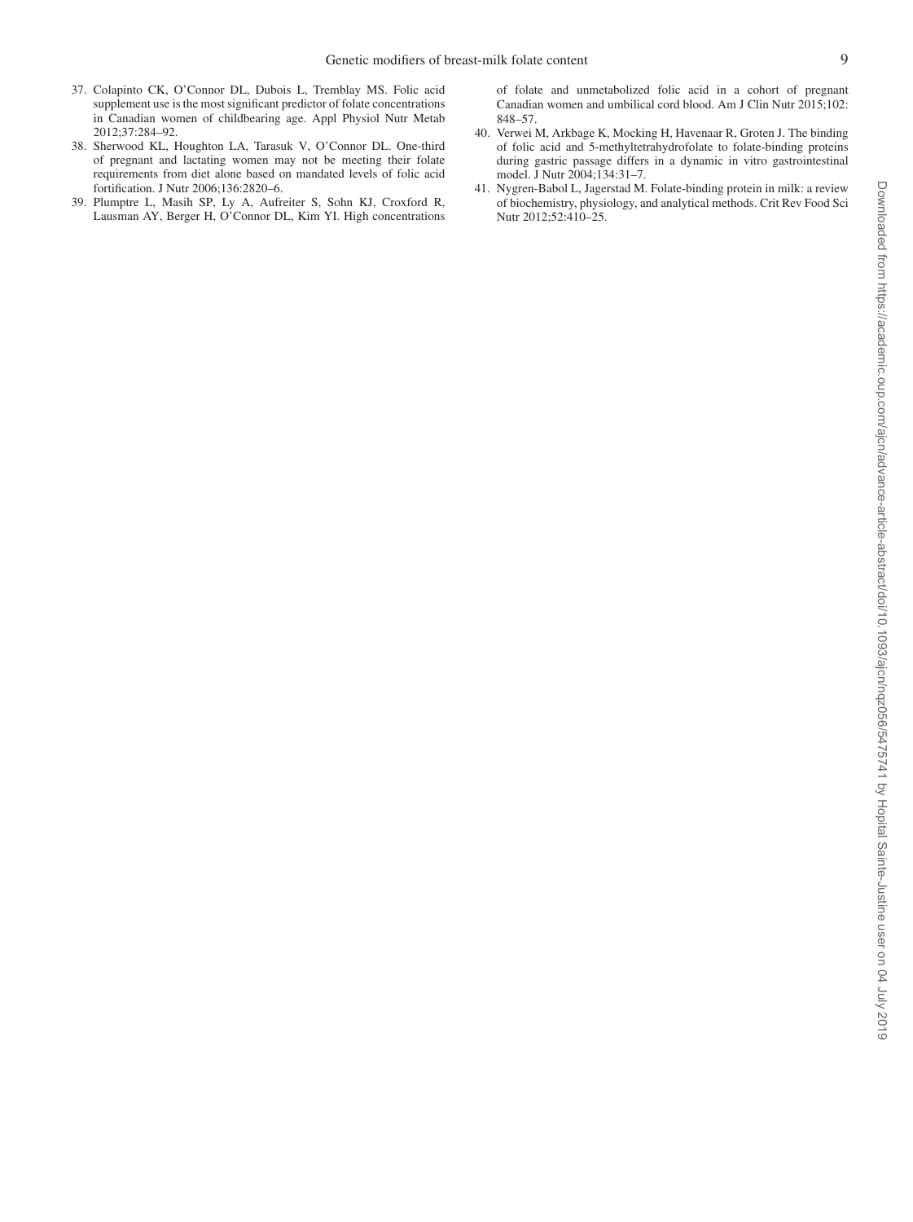37. Colapinto CK, O'Connor DL, Dubois L, Tremblay MS. Folic acid supplement use is the most significant predictor of folate concentrations in Canadian women of childbearing age. Appl Physiol Nutr Metab 2012;37:284–92.
38. Sherwood KL, Houghton LA, Tarasuk V, O'Connor DL. One-third of pregnant and lactating women may not be meeting their folate requirements from diet alone based on mandated levels of folic acid fortification. J Nutr 2006;136:2820–6.
39. Plumptre L, Masih SP, Ly A, Aufreiter S, Sohn KJ, Croxford R, Lausman AY, Berger H, O'Connor DL, Kim YI. High concentrations of folate and unmetabolized folic acid in a cohort of pregnant Canadian women and umbilical cord blood. Am J Clin Nutr 2015;102: 848–57.
40. Verwei M, Arkbage K, Mocking H, Havenaar R, Groten J. The binding of folic acid and 5-methyltetrahydrofolate to folate-binding proteins during gastric passage differs in a dynamic in vitro gastrointestinal model. J Nutr 2004;134:31–7.
41. Nygren-Babol L, Jagerstad M. Folate-binding protein in milk: a review of biochemistry, physiology, and analytical methods. Crit Rev Food Sci Nutr 2012;52:410–25.